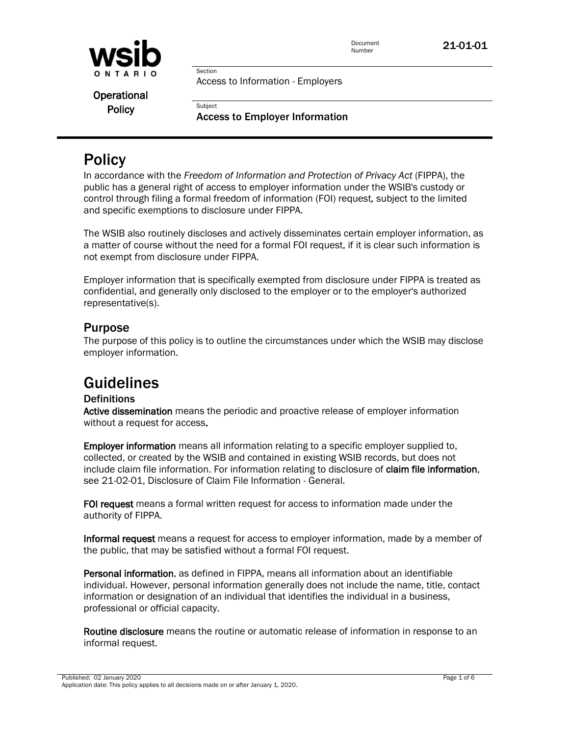wsib ONTARIO

Operational Policy

Document Number 21-01-01

Section
Access to Information - Employers

Subject
**Access to Employer Information**

# Policy

In accordance with the *Freedom of Information and Protection of Privacy Act* (FIPPA), the public has a general right of access to employer information under the WSIB's custody or control through filing a formal freedom of information (FOI) request*,* subject to the limited and specific exemptions to disclosure under FIPPA.

The WSIB also routinely discloses and actively disseminates certain employer information, as a matter of course without the need for a formal FOI request, if it is clear such information is not exempt from disclosure under FIPPA.

Employer information that is specifically exempted from disclosure under FIPPA is treated as confidential, and generally only disclosed to the employer or to the employer's authorized representative(s).

## Purpose

The purpose of this policy is to outline the circumstances under which the WSIB may disclose employer information.

# Guidelines

### Definitions

**Active dissemination** means the periodic and proactive release of employer information without a request for access**.**

**Employer information** means all information relating to a specific employer supplied to, collected, or created by the WSIB and contained in existing WSIB records, but does not include claim file information. For information relating to disclosure of **claim file information**, see 21-02-01, Disclosure of Claim File Information - General.

**FOI request** means a formal written request for access to information made under the authority of FIPPA.

**Informal request** means a request for access to employer information, made by a member of the public, that may be satisfied without a formal FOI request.

**Personal information**, as defined in FIPPA, means all information about an identifiable individual. However, personal information generally does not include the name, title, contact information or designation of an individual that identifies the individual in a business, professional or official capacity.

**Routine disclosure** means the routine or automatic release of information in response to an informal request.

Published: 02 January 2020
Application date: This policy applies to all decisions made on or after January 1, 2020.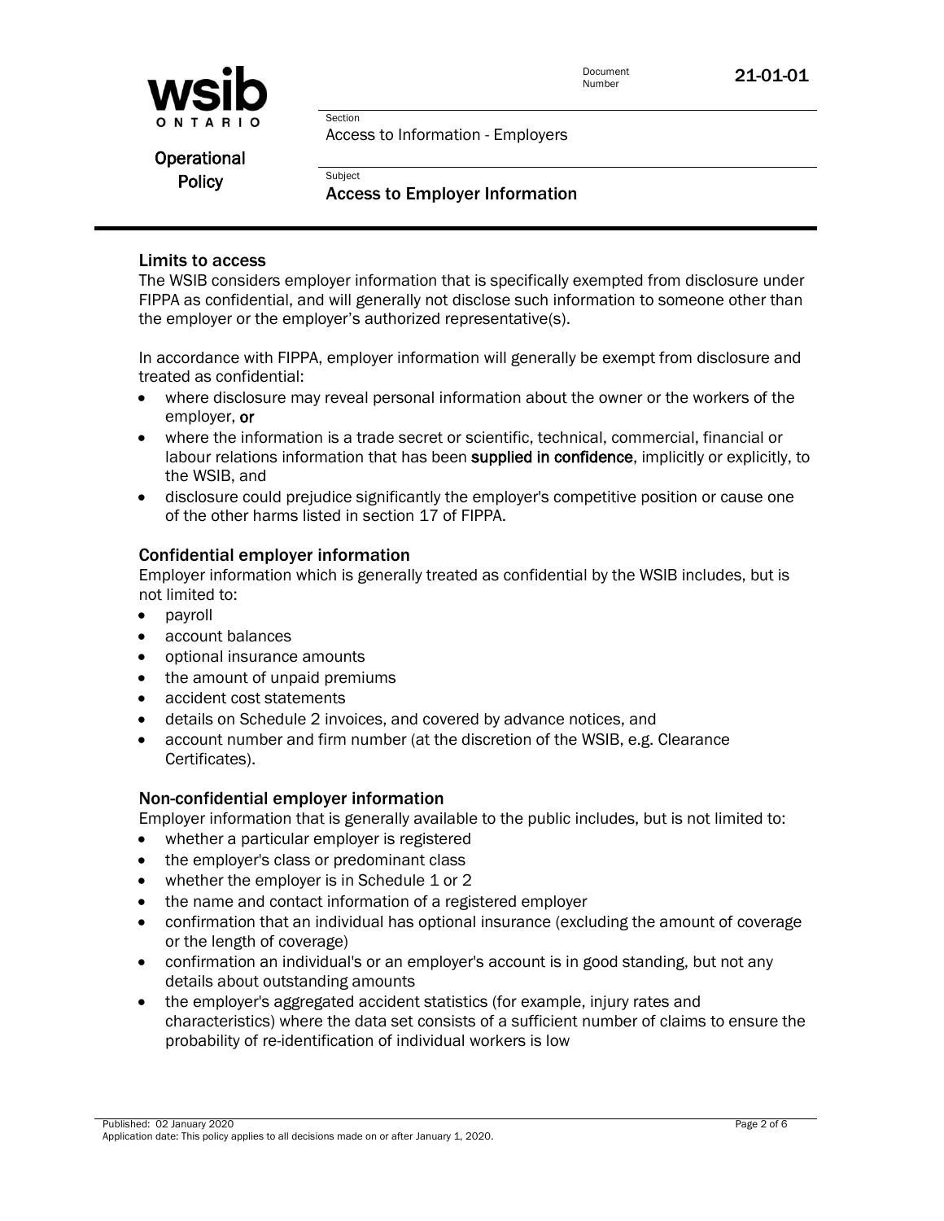## Limits to access

The WSIB considers employer information that is specifically exempted from disclosure under FIPPA as confidential, and will generally not disclose such information to someone other than the employer or the employer's authorized representative(s).

In accordance with FIPPA, employer information will generally be exempt from disclosure and treated as confidential:

- where disclosure may reveal personal information about the owner or the workers of the employer, **or**
- where the information is a trade secret or scientific, technical, commercial, financial or labour relations information that has been **supplied in confidence**, implicitly or explicitly, to the WSIB, and
- disclosure could prejudice significantly the employer's competitive position or cause one of the other harms listed in section 17 of FIPPA.

## Confidential employer information

Employer information which is generally treated as confidential by the WSIB includes, but is not limited to:

- payroll
- account balances
- optional insurance amounts
- the amount of unpaid premiums
- accident cost statements
- details on Schedule 2 invoices, and covered by advance notices, and
- account number and firm number (at the discretion of the WSIB, e.g. Clearance Certificates).

## Non-confidential employer information

Employer information that is generally available to the public includes, but is not limited to:

- whether a particular employer is registered
- the employer's class or predominant class
- whether the employer is in Schedule 1 or 2
- the name and contact information of a registered employer
- confirmation that an individual has optional insurance (excluding the amount of coverage or the length of coverage)
- confirmation an individual's or an employer's account is in good standing, but not any details about outstanding amounts
- the employer's aggregated accident statistics (for example, injury rates and characteristics) where the data set consists of a sufficient number of claims to ensure the probability of re-identification of individual workers is low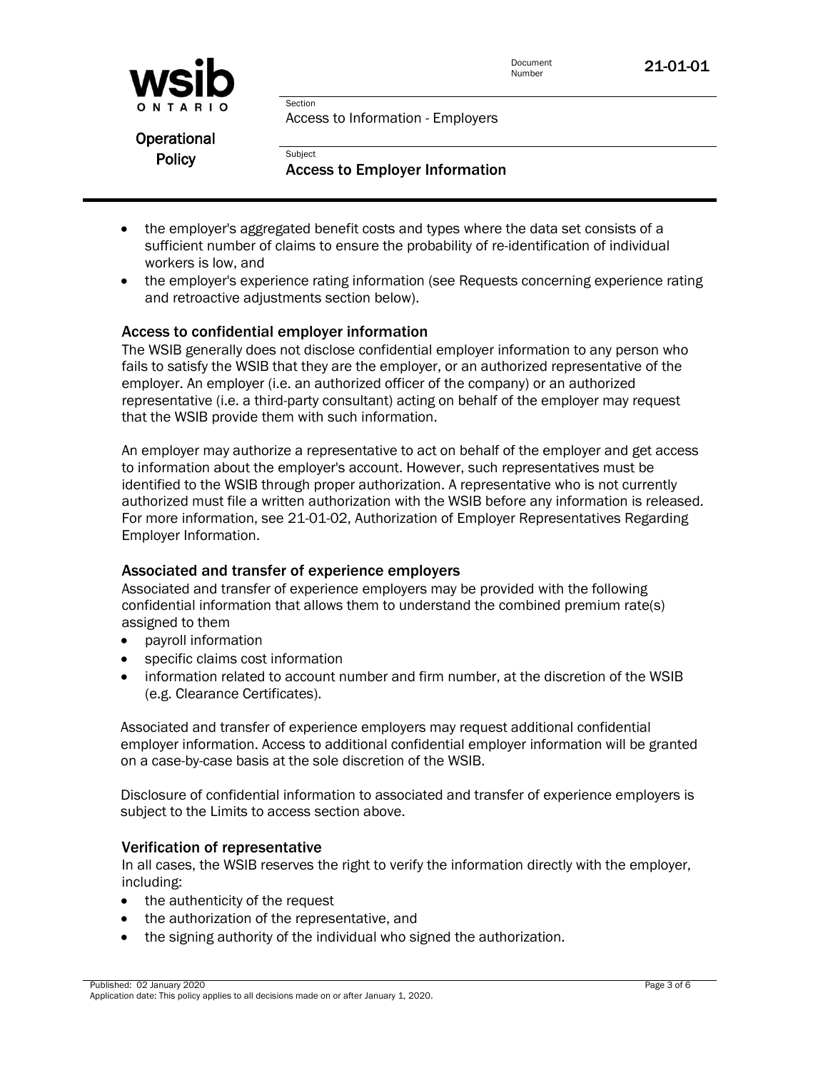- the employer's aggregated benefit costs and types where the data set consists of a sufficient number of claims to ensure the probability of re-identification of individual workers is low, and
- the employer's experience rating information (see Requests concerning experience rating and retroactive adjustments section below).

### Access to confidential employer information

The WSIB generally does not disclose confidential employer information to any person who fails to satisfy the WSIB that they are the employer, or an authorized representative of the employer. An employer (i.e. an authorized officer of the company) or an authorized representative (i.e. a third-party consultant) acting on behalf of the employer may request that the WSIB provide them with such information.

An employer may authorize a representative to act on behalf of the employer and get access to information about the employer's account. However, such representatives must be identified to the WSIB through proper authorization. A representative who is not currently authorized must file a written authorization with the WSIB before any information is released. For more information, see 21-01-02, Authorization of Employer Representatives Regarding Employer Information.

### Associated and transfer of experience employers

Associated and transfer of experience employers may be provided with the following confidential information that allows them to understand the combined premium rate(s) assigned to them

- payroll information
- specific claims cost information
- information related to account number and firm number, at the discretion of the WSIB (e.g. Clearance Certificates).

Associated and transfer of experience employers may request additional confidential employer information. Access to additional confidential employer information will be granted on a case-by-case basis at the sole discretion of the WSIB.

Disclosure of confidential information to associated and transfer of experience employers is subject to the Limits to access section above.

### Verification of representative

In all cases, the WSIB reserves the right to verify the information directly with the employer, including:

- the authenticity of the request
- the authorization of the representative, and
- the signing authority of the individual who signed the authorization.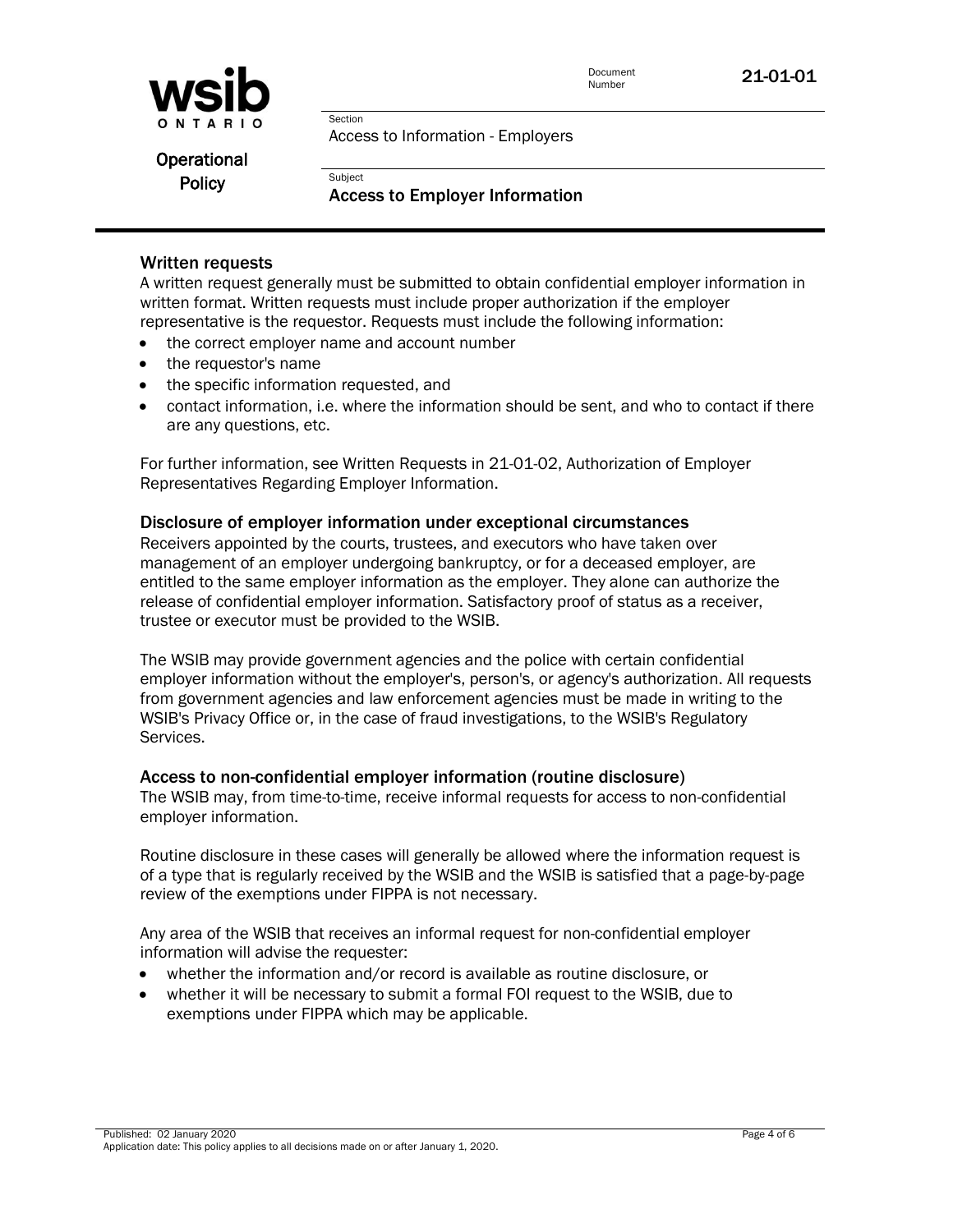## Written requests

A written request generally must be submitted to obtain confidential employer information in written format. Written requests must include proper authorization if the employer representative is the requestor. Requests must include the following information:

- the correct employer name and account number
- the requestor's name
- the specific information requested, and
- contact information, i.e. where the information should be sent, and who to contact if there are any questions, etc.

For further information, see Written Requests in 21-01-02, Authorization of Employer Representatives Regarding Employer Information.

## Disclosure of employer information under exceptional circumstances

Receivers appointed by the courts, trustees, and executors who have taken over management of an employer undergoing bankruptcy, or for a deceased employer, are entitled to the same employer information as the employer. They alone can authorize the release of confidential employer information. Satisfactory proof of status as a receiver, trustee or executor must be provided to the WSIB.

The WSIB may provide government agencies and the police with certain confidential employer information without the employer's, person's, or agency's authorization. All requests from government agencies and law enforcement agencies must be made in writing to the WSIB's Privacy Office or, in the case of fraud investigations, to the WSIB's Regulatory Services.

## Access to non-confidential employer information (routine disclosure)

The WSIB may, from time-to-time, receive informal requests for access to non-confidential employer information.

Routine disclosure in these cases will generally be allowed where the information request is of a type that is regularly received by the WSIB and the WSIB is satisfied that a page-by-page review of the exemptions under FIPPA is not necessary.

Any area of the WSIB that receives an informal request for non-confidential employer information will advise the requester:

- whether the information and/or record is available as routine disclosure, or
- whether it will be necessary to submit a formal FOI request to the WSIB, due to exemptions under FIPPA which may be applicable.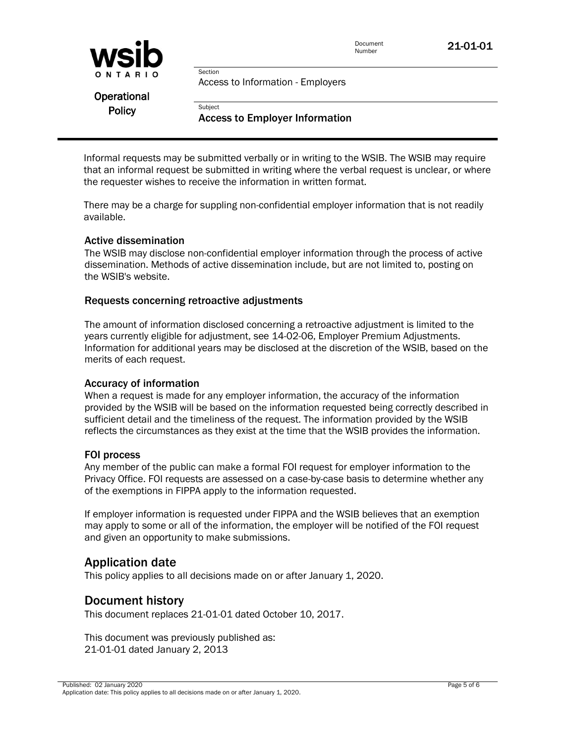Informal requests may be submitted verbally or in writing to the WSIB. The WSIB may require that an informal request be submitted in writing where the verbal request is unclear, or where the requester wishes to receive the information in written format.

There may be a charge for suppling non-confidential employer information that is not readily available.

### Active dissemination

The WSIB may disclose non-confidential employer information through the process of active dissemination. Methods of active dissemination include, but are not limited to, posting on the WSIB's website.

### Requests concerning retroactive adjustments

The amount of information disclosed concerning a retroactive adjustment is limited to the years currently eligible for adjustment, see 14-02-06, Employer Premium Adjustments. Information for additional years may be disclosed at the discretion of the WSIB, based on the merits of each request.

### Accuracy of information

When a request is made for any employer information, the accuracy of the information provided by the WSIB will be based on the information requested being correctly described in sufficient detail and the timeliness of the request. The information provided by the WSIB reflects the circumstances as they exist at the time that the WSIB provides the information.

### FOI process

Any member of the public can make a formal FOI request for employer information to the Privacy Office. FOI requests are assessed on a case-by-case basis to determine whether any of the exemptions in FIPPA apply to the information requested.

If employer information is requested under FIPPA and the WSIB believes that an exemption may apply to some or all of the information, the employer will be notified of the FOI request and given an opportunity to make submissions.

## Application date

This policy applies to all decisions made on or after January 1, 2020.

## Document history

This document replaces 21-01-01 dated October 10, 2017.

This document was previously published as:
21-01-01 dated January 2, 2013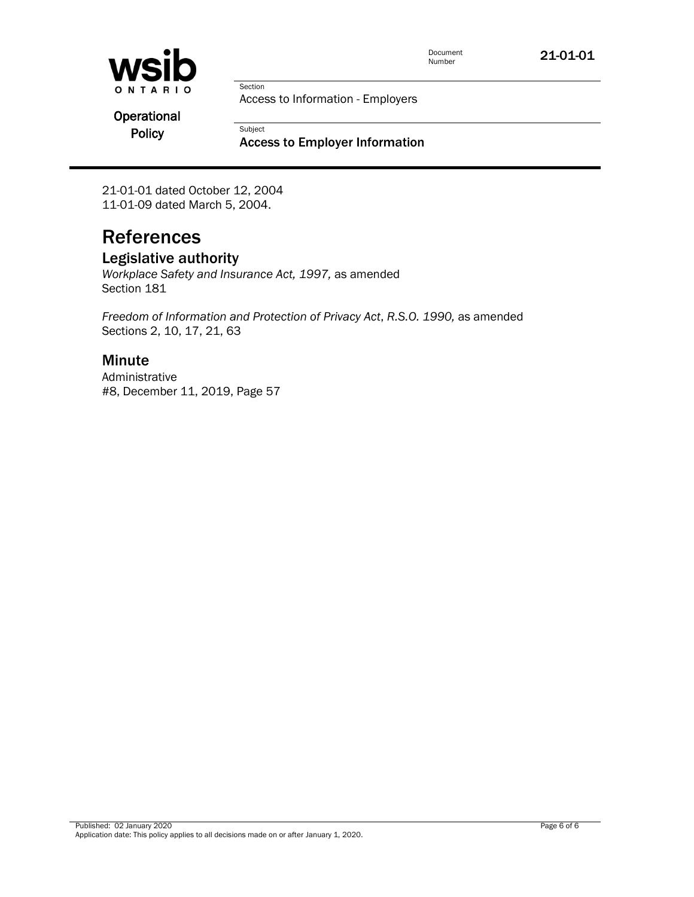21-01-01 dated October 12, 2004
11-01-09 dated March 5, 2004.

# References

## Legislative authority

*Workplace Safety and Insurance Act, 1997,* as amended
Section 181

*Freedom of Information and Protection of Privacy Act*, *R.S.O. 1990,* as amended
Sections 2, 10, 17, 21, 63

## Minute

Administrative
#8, December 11, 2019, Page 57